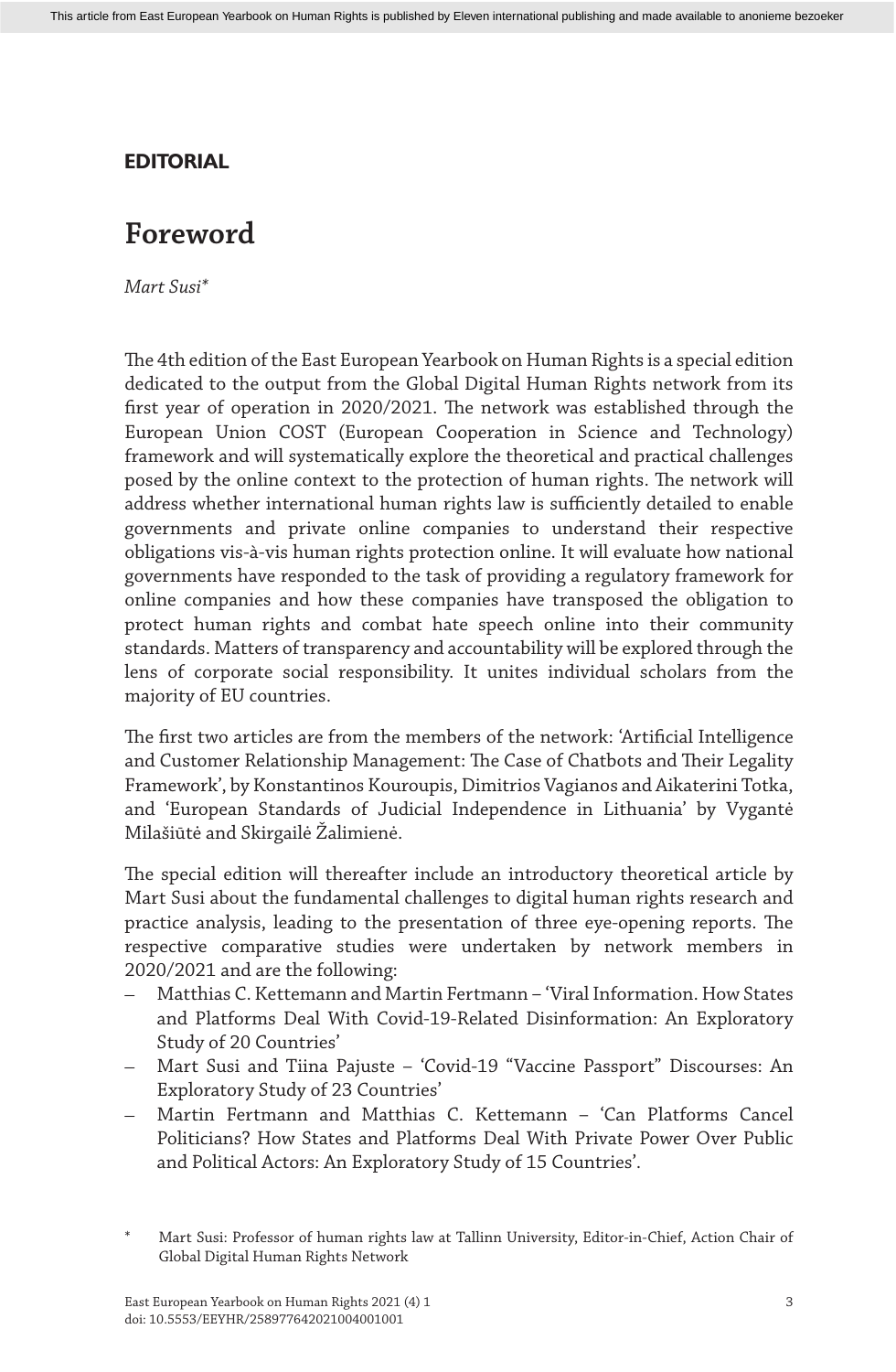**EDITORIAL**

# Foreword

*Mart Susi**

The 4th edition of the East European Yearbook on Human Rights is a special edition dedicated to the output from the Global Digital Human Rights network from its first year of operation in 2020/2021. The network was established through the European Union COST (European Cooperation in Science and Technology) framework and will systematically explore the theoretical and practical challenges posed by the online context to the protection of human rights. The network will address whether international human rights law is sufficiently detailed to enable governments and private online companies to understand their respective obligations vis-à-vis human rights protection online. It will evaluate how national governments have responded to the task of providing a regulatory framework for online companies and how these companies have transposed the obligation to protect human rights and combat hate speech online into their community standards. Matters of transparency and accountability will be explored through the lens of corporate social responsibility. It unites individual scholars from the majority of EU countries.

The first two articles are from the members of the network: 'Artificial Intelligence and Customer Relationship Management: The Case of Chatbots and Their Legality Framework', by Konstantinos Kouroupis, Dimitrios Vagianos and Aikaterini Totka, and 'European Standards of Judicial Independence in Lithuania' by Vygantė Milašiūtė and Skirgailė Žalimienė.

The special edition will thereafter include an introductory theoretical article by Mart Susi about the fundamental challenges to digital human rights research and practice analysis, leading to the presentation of three eye-opening reports. The respective comparative studies were undertaken by network members in 2020/2021 and are the following:

- Matthias C. Kettemann and Martin Fertmann – 'Viral Information. How States and Platforms Deal With Covid-19-Related Disinformation: An Exploratory Study of 20 Countries'
- Mart Susi and Tiina Pajuste – 'Covid-19 "Vaccine Passport" Discourses: An Exploratory Study of 23 Countries'
- Martin Fertmann and Matthias C. Kettemann – 'Can Platforms Cancel Politicians? How States and Platforms Deal With Private Power Over Public and Political Actors: An Exploratory Study of 15 Countries'.

\* Mart Susi: Professor of human rights law at Tallinn University, Editor-in-Chief, Action Chair of Global Digital Human Rights Network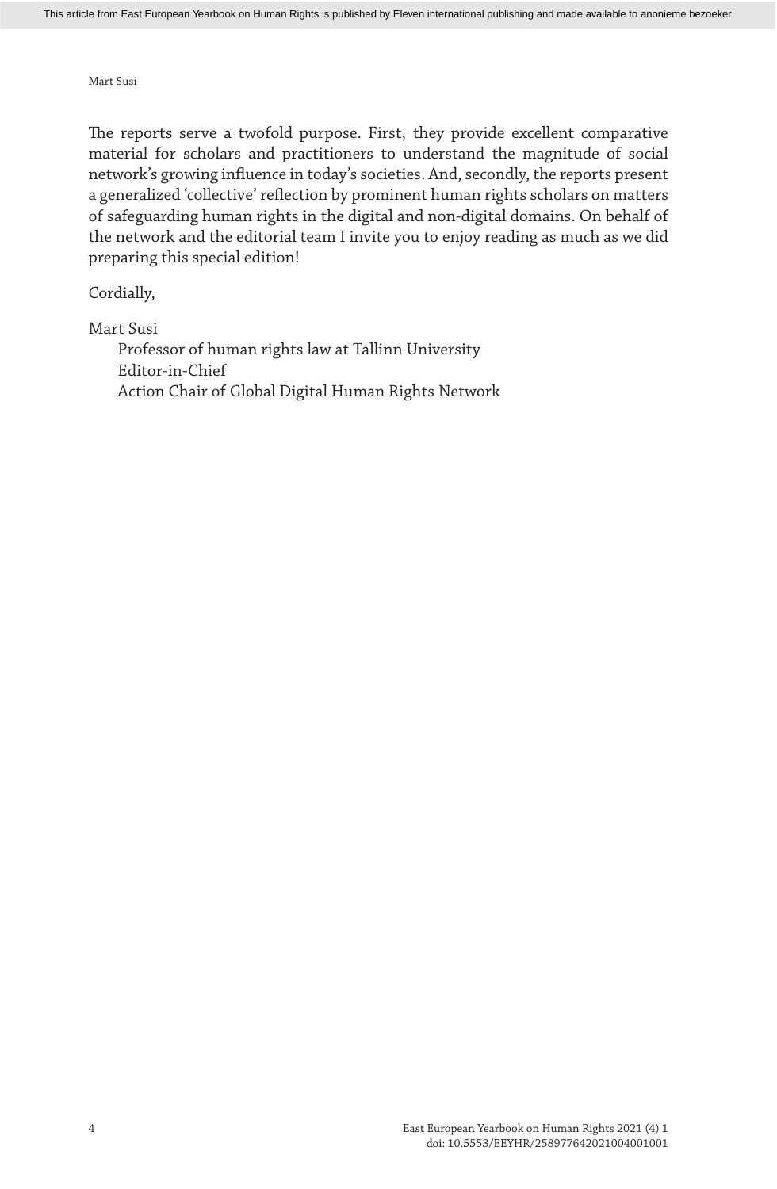The reports serve a twofold purpose. First, they provide excellent comparative material for scholars and practitioners to understand the magnitude of social network's growing influence in today's societies. And, secondly, the reports present a generalized 'collective' reflection by prominent human rights scholars on matters of safeguarding human rights in the digital and non-digital domains. On behalf of the network and the editorial team I invite you to enjoy reading as much as we did preparing this special edition!

Cordially,

Mart Susi
Professor of human rights law at Tallinn University
Editor-in-Chief
Action Chair of Global Digital Human Rights Network